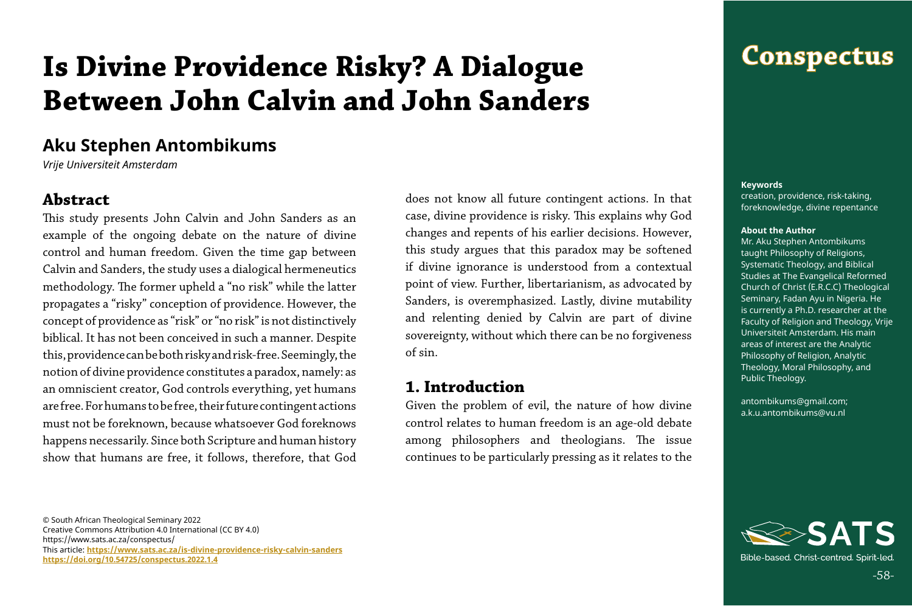# Is Divine Providence Risky? A Dialogue Between John Calvin and John Sanders

## Aku Stephen Antombikums

*Vrije Universiteit Amsterdam*

**Keywords**
creation, providence, risk-taking, foreknowledge, divine repentance

**About the Author**
Mr. Aku Stephen Antombikums taught Philosophy of Religions, Systematic Theology, and Biblical Studies at The Evangelical Reformed Church of Christ (E.R.C.C) Theological Seminary, Fadan Ayu in Nigeria. He is currently a Ph.D. researcher at the Faculty of Religion and Theology, Vrije Universiteit Amsterdam. His main areas of interest are the Analytic Philosophy of Religion, Analytic Theology, Moral Philosophy, and Public Theology.

antombikums@gmail.com;
a.k.u.antombikums@vu.nl

## Abstract

This study presents John Calvin and John Sanders as an example of the ongoing debate on the nature of divine control and human freedom. Given the time gap between Calvin and Sanders, the study uses a dialogical hermeneutics methodology. The former upheld a "no risk" while the latter propagates a "risky" conception of providence. However, the concept of providence as "risk" or "no risk" is not distinctively biblical. It has not been conceived in such a manner. Despite this, providence can be both risky and risk-free. Seemingly, the notion of divine providence constitutes a paradox, namely: as an omniscient creator, God controls everything, yet humans are free. For humans to be free, their future contingent actions must not be foreknown, because whatsoever God foreknows happens necessarily. Since both Scripture and human history show that humans are free, it follows, therefore, that God does not know all future contingent actions. In that case, divine providence is risky. This explains why God changes and repents of his earlier decisions. However, this study argues that this paradox may be softened if divine ignorance is understood from a contextual point of view. Further, libertarianism, as advocated by Sanders, is overemphasized. Lastly, divine mutability and relenting denied by Calvin are part of divine sovereignty, without which there can be no forgiveness of sin.

## 1. Introduction

Given the problem of evil, the nature of how divine control relates to human freedom is an age-old debate among philosophers and theologians. The issue continues to be particularly pressing as it relates to the

© South African Theological Seminary 2022
Creative Commons Attribution 4.0 International (CC BY 4.0)
https://www.sats.ac.za/conspectus/
This article: **https://www.sats.ac.za/is-divine-providence-risky-calvin-sanders**
**https://doi.org/10.54725/conspectus.2022.1.4**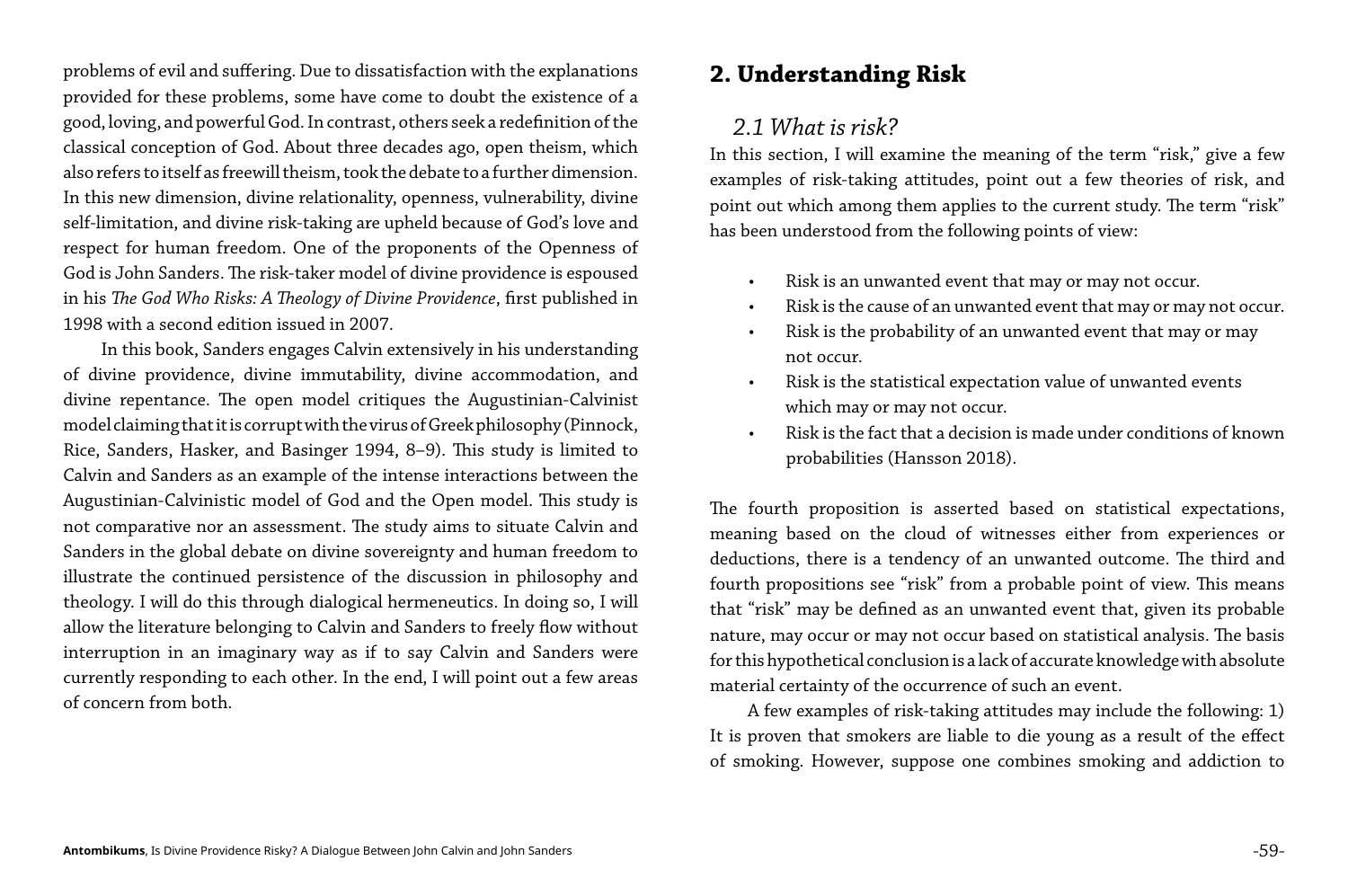problems of evil and suffering. Due to dissatisfaction with the explanations provided for these problems, some have come to doubt the existence of a good, loving, and powerful God. In contrast, others seek a redefinition of the classical conception of God. About three decades ago, open theism, which also refers to itself as freewill theism, took the debate to a further dimension. In this new dimension, divine relationality, openness, vulnerability, divine self-limitation, and divine risk-taking are upheld because of God's love and respect for human freedom. One of the proponents of the Openness of God is John Sanders. The risk-taker model of divine providence is espoused in his *The God Who Risks: A Theology of Divine Providence*, first published in 1998 with a second edition issued in 2007.

In this book, Sanders engages Calvin extensively in his understanding of divine providence, divine immutability, divine accommodation, and divine repentance. The open model critiques the Augustinian-Calvinist model claiming that it is corrupt with the virus of Greek philosophy (Pinnock, Rice, Sanders, Hasker, and Basinger 1994, 8–9). This study is limited to Calvin and Sanders as an example of the intense interactions between the Augustinian-Calvinistic model of God and the Open model. This study is not comparative nor an assessment. The study aims to situate Calvin and Sanders in the global debate on divine sovereignty and human freedom to illustrate the continued persistence of the discussion in philosophy and theology. I will do this through dialogical hermeneutics. In doing so, I will allow the literature belonging to Calvin and Sanders to freely flow without interruption in an imaginary way as if to say Calvin and Sanders were currently responding to each other. In the end, I will point out a few areas of concern from both.

## 2. Understanding Risk

### *2.1 What is risk?*

In this section, I will examine the meaning of the term "risk," give a few examples of risk-taking attitudes, point out a few theories of risk, and point out which among them applies to the current study. The term "risk" has been understood from the following points of view:

- Risk is an unwanted event that may or may not occur.
- Risk is the cause of an unwanted event that may or may not occur.
- Risk is the probability of an unwanted event that may or may not occur.
- Risk is the statistical expectation value of unwanted events which may or may not occur.
- Risk is the fact that a decision is made under conditions of known probabilities (Hansson 2018).

The fourth proposition is asserted based on statistical expectations, meaning based on the cloud of witnesses either from experiences or deductions, there is a tendency of an unwanted outcome. The third and fourth propositions see "risk" from a probable point of view. This means that "risk" may be defined as an unwanted event that, given its probable nature, may occur or may not occur based on statistical analysis. The basis for this hypothetical conclusion is a lack of accurate knowledge with absolute material certainty of the occurrence of such an event.

A few examples of risk-taking attitudes may include the following: 1) It is proven that smokers are liable to die young as a result of the effect of smoking. However, suppose one combines smoking and addiction to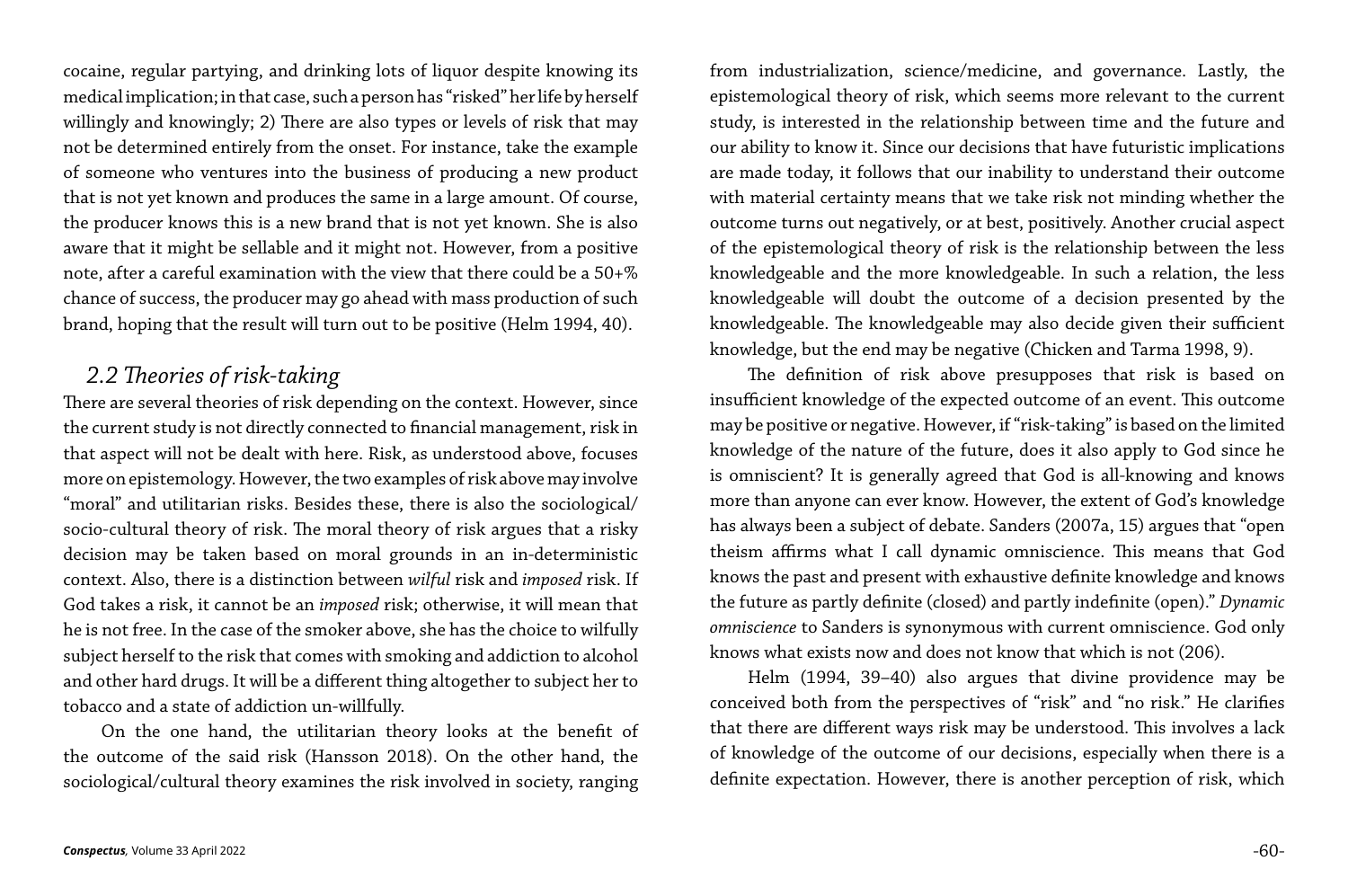cocaine, regular partying, and drinking lots of liquor despite knowing its medical implication; in that case, such a person has "risked" her life by herself willingly and knowingly; 2) There are also types or levels of risk that may not be determined entirely from the onset. For instance, take the example of someone who ventures into the business of producing a new product that is not yet known and produces the same in a large amount. Of course, the producer knows this is a new brand that is not yet known. She is also aware that it might be sellable and it might not. However, from a positive note, after a careful examination with the view that there could be a 50+% chance of success, the producer may go ahead with mass production of such brand, hoping that the result will turn out to be positive (Helm 1994, 40).

## *2.2 Theories of risk-taking*

There are several theories of risk depending on the context. However, since the current study is not directly connected to financial management, risk in that aspect will not be dealt with here. Risk, as understood above, focuses more on epistemology. However, the two examples of risk above may involve "moral" and utilitarian risks. Besides these, there is also the sociological/ socio-cultural theory of risk. The moral theory of risk argues that a risky decision may be taken based on moral grounds in an in-deterministic context. Also, there is a distinction between *wilful* risk and *imposed* risk. If God takes a risk, it cannot be an *imposed* risk; otherwise, it will mean that he is not free. In the case of the smoker above, she has the choice to wilfully subject herself to the risk that comes with smoking and addiction to alcohol and other hard drugs. It will be a different thing altogether to subject her to tobacco and a state of addiction un-willfully.

On the one hand, the utilitarian theory looks at the benefit of the outcome of the said risk (Hansson 2018). On the other hand, the sociological/cultural theory examines the risk involved in society, ranging from industrialization, science/medicine, and governance. Lastly, the epistemological theory of risk, which seems more relevant to the current study, is interested in the relationship between time and the future and our ability to know it. Since our decisions that have futuristic implications are made today, it follows that our inability to understand their outcome with material certainty means that we take risk not minding whether the outcome turns out negatively, or at best, positively. Another crucial aspect of the epistemological theory of risk is the relationship between the less knowledgeable and the more knowledgeable. In such a relation, the less knowledgeable will doubt the outcome of a decision presented by the knowledgeable. The knowledgeable may also decide given their sufficient knowledge, but the end may be negative (Chicken and Tarma 1998, 9).

The definition of risk above presupposes that risk is based on insufficient knowledge of the expected outcome of an event. This outcome may be positive or negative. However, if "risk-taking" is based on the limited knowledge of the nature of the future, does it also apply to God since he is omniscient? It is generally agreed that God is all-knowing and knows more than anyone can ever know. However, the extent of God's knowledge has always been a subject of debate. Sanders (2007a, 15) argues that "open theism affirms what I call dynamic omniscience. This means that God knows the past and present with exhaustive definite knowledge and knows the future as partly definite (closed) and partly indefinite (open)." *Dynamic omniscience* to Sanders is synonymous with current omniscience. God only knows what exists now and does not know that which is not (206).

Helm (1994, 39–40) also argues that divine providence may be conceived both from the perspectives of "risk" and "no risk." He clarifies that there are different ways risk may be understood. This involves a lack of knowledge of the outcome of our decisions, especially when there is a definite expectation. However, there is another perception of risk, which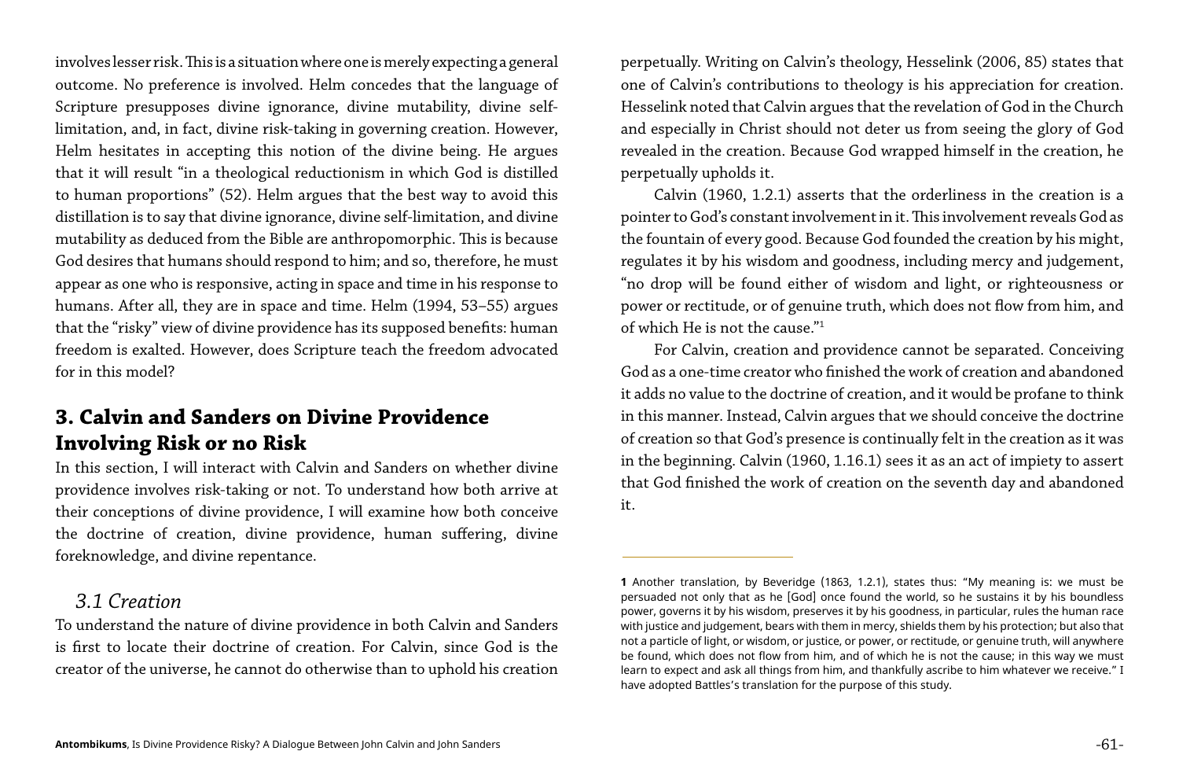involves lesser risk. This is a situation where one is merely expecting a general outcome. No preference is involved. Helm concedes that the language of Scripture presupposes divine ignorance, divine mutability, divine self-limitation, and, in fact, divine risk-taking in governing creation. However, Helm hesitates in accepting this notion of the divine being. He argues that it will result "in a theological reductionism in which God is distilled to human proportions" (52). Helm argues that the best way to avoid this distillation is to say that divine ignorance, divine self-limitation, and divine mutability as deduced from the Bible are anthropomorphic. This is because God desires that humans should respond to him; and so, therefore, he must appear as one who is responsive, acting in space and time in his response to humans. After all, they are in space and time. Helm (1994, 53–55) argues that the "risky" view of divine providence has its supposed benefits: human freedom is exalted. However, does Scripture teach the freedom advocated for in this model?

## 3. Calvin and Sanders on Divine Providence Involving Risk or no Risk

In this section, I will interact with Calvin and Sanders on whether divine providence involves risk-taking or not. To understand how both arrive at their conceptions of divine providence, I will examine how both conceive the doctrine of creation, divine providence, human suffering, divine foreknowledge, and divine repentance.

### *3.1 Creation*

To understand the nature of divine providence in both Calvin and Sanders is first to locate their doctrine of creation. For Calvin, since God is the creator of the universe, he cannot do otherwise than to uphold his creation perpetually. Writing on Calvin's theology, Hesselink (2006, 85) states that one of Calvin's contributions to theology is his appreciation for creation. Hesselink noted that Calvin argues that the revelation of God in the Church and especially in Christ should not deter us from seeing the glory of God revealed in the creation. Because God wrapped himself in the creation, he perpetually upholds it.

Calvin (1960, 1.2.1) asserts that the orderliness in the creation is a pointer to God's constant involvement in it. This involvement reveals God as the fountain of every good. Because God founded the creation by his might, regulates it by his wisdom and goodness, including mercy and judgement, "no drop will be found either of wisdom and light, or righteousness or power or rectitude, or of genuine truth, which does not flow from him, and of which He is not the cause."[1]

For Calvin, creation and providence cannot be separated. Conceiving God as a one-time creator who finished the work of creation and abandoned it adds no value to the doctrine of creation, and it would be profane to think in this manner. Instead, Calvin argues that we should conceive the doctrine of creation so that God's presence is continually felt in the creation as it was in the beginning. Calvin (1960, 1.16.1) sees it as an act of impiety to assert that God finished the work of creation on the seventh day and abandoned it.

---

**1** Another translation, by Beveridge (1863, 1.2.1), states thus: "My meaning is: we must be persuaded not only that as he [God] once found the world, so he sustains it by his boundless power, governs it by his wisdom, preserves it by his goodness, in particular, rules the human race with justice and judgement, bears with them in mercy, shields them by his protection; but also that not a particle of light, or wisdom, or justice, or power, or rectitude, or genuine truth, will anywhere be found, which does not flow from him, and of which he is not the cause; in this way we must learn to expect and ask all things from him, and thankfully ascribe to him whatever we receive." I have adopted Battles's translation for the purpose of this study.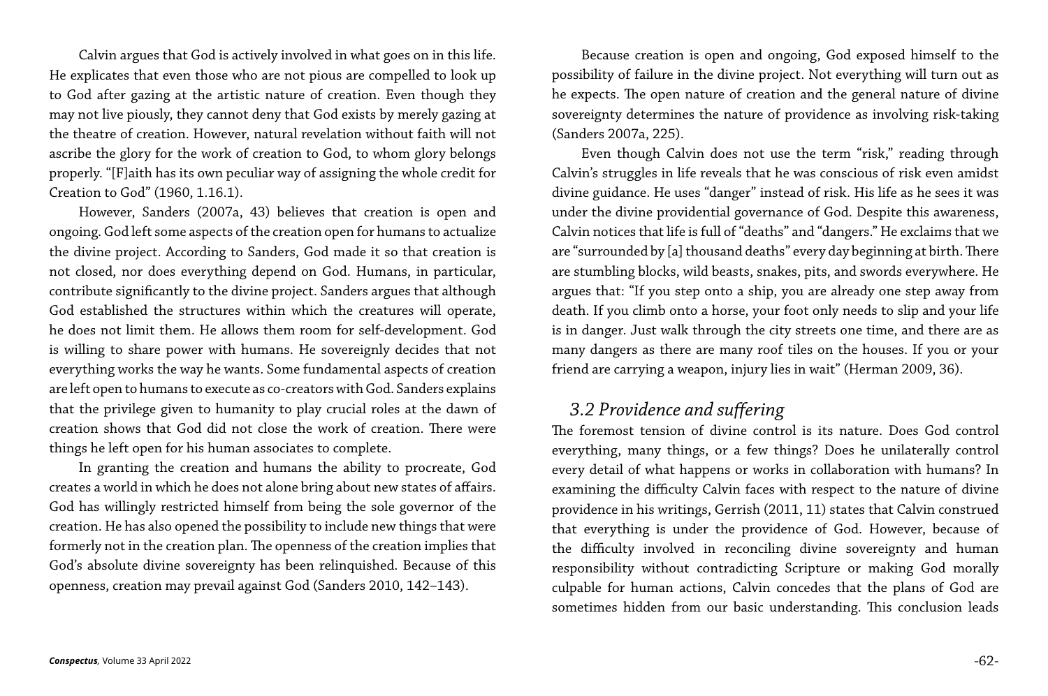Calvin argues that God is actively involved in what goes on in this life. He explicates that even those who are not pious are compelled to look up to God after gazing at the artistic nature of creation. Even though they may not live piously, they cannot deny that God exists by merely gazing at the theatre of creation. However, natural revelation without faith will not ascribe the glory for the work of creation to God, to whom glory belongs properly. "[F]aith has its own peculiar way of assigning the whole credit for Creation to God" (1960, 1.16.1).

However, Sanders (2007a, 43) believes that creation is open and ongoing. God left some aspects of the creation open for humans to actualize the divine project. According to Sanders, God made it so that creation is not closed, nor does everything depend on God. Humans, in particular, contribute significantly to the divine project. Sanders argues that although God established the structures within which the creatures will operate, he does not limit them. He allows them room for self-development. God is willing to share power with humans. He sovereignly decides that not everything works the way he wants. Some fundamental aspects of creation are left open to humans to execute as co-creators with God. Sanders explains that the privilege given to humanity to play crucial roles at the dawn of creation shows that God did not close the work of creation. There were things he left open for his human associates to complete.

In granting the creation and humans the ability to procreate, God creates a world in which he does not alone bring about new states of affairs. God has willingly restricted himself from being the sole governor of the creation. He has also opened the possibility to include new things that were formerly not in the creation plan. The openness of the creation implies that God's absolute divine sovereignty has been relinquished. Because of this openness, creation may prevail against God (Sanders 2010, 142–143).

Because creation is open and ongoing, God exposed himself to the possibility of failure in the divine project. Not everything will turn out as he expects. The open nature of creation and the general nature of divine sovereignty determines the nature of providence as involving risk-taking (Sanders 2007a, 225).

Even though Calvin does not use the term "risk," reading through Calvin's struggles in life reveals that he was conscious of risk even amidst divine guidance. He uses "danger" instead of risk. His life as he sees it was under the divine providential governance of God. Despite this awareness, Calvin notices that life is full of "deaths" and "dangers." He exclaims that we are "surrounded by [a] thousand deaths" every day beginning at birth. There are stumbling blocks, wild beasts, snakes, pits, and swords everywhere. He argues that: "If you step onto a ship, you are already one step away from death. If you climb onto a horse, your foot only needs to slip and your life is in danger. Just walk through the city streets one time, and there are as many dangers as there are many roof tiles on the houses. If you or your friend are carrying a weapon, injury lies in wait" (Herman 2009, 36).

## *3.2 Providence and suffering*

The foremost tension of divine control is its nature. Does God control everything, many things, or a few things? Does he unilaterally control every detail of what happens or works in collaboration with humans? In examining the difficulty Calvin faces with respect to the nature of divine providence in his writings, Gerrish (2011, 11) states that Calvin construed that everything is under the providence of God. However, because of the difficulty involved in reconciling divine sovereignty and human responsibility without contradicting Scripture or making God morally culpable for human actions, Calvin concedes that the plans of God are sometimes hidden from our basic understanding. This conclusion leads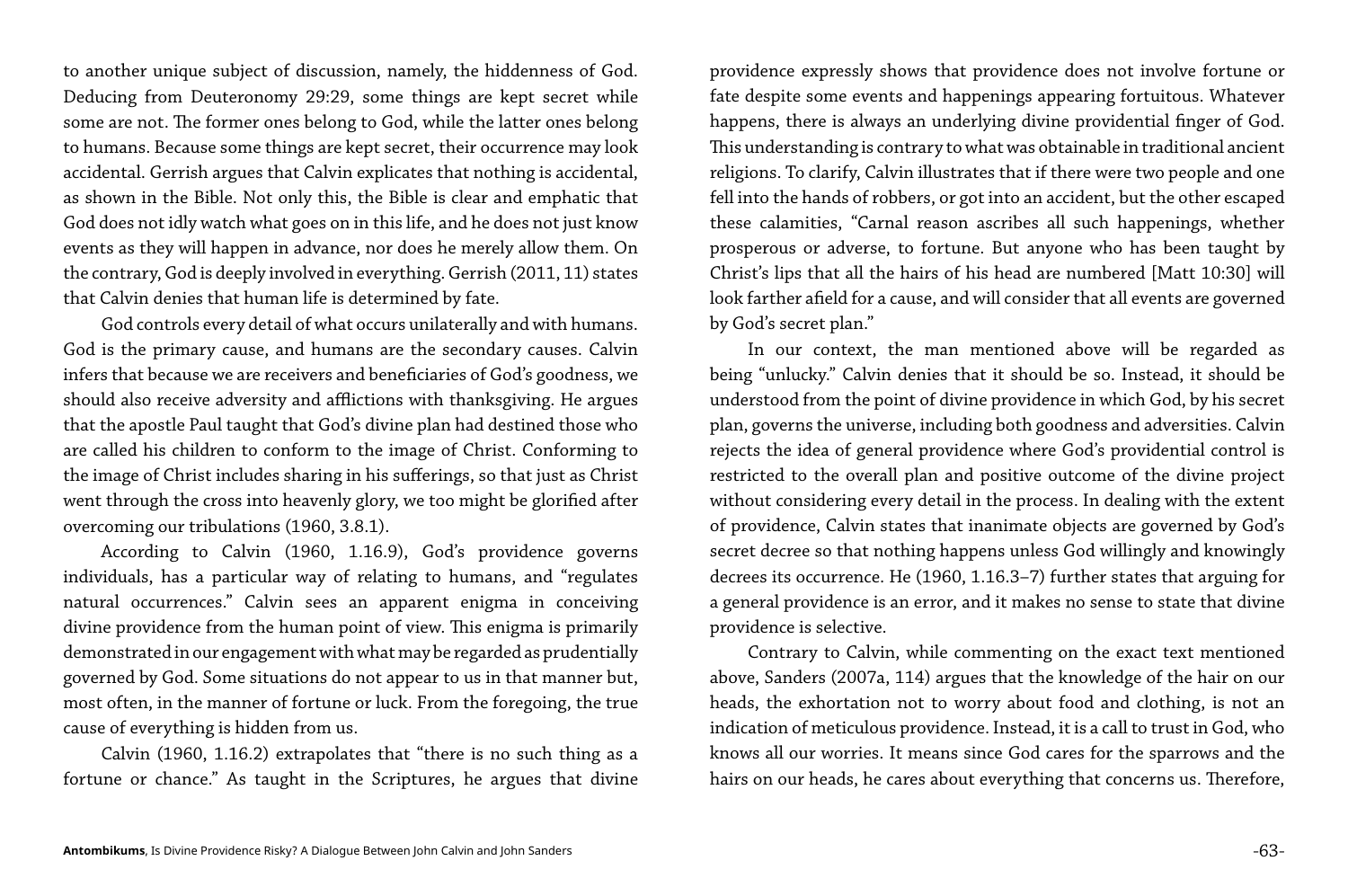to another unique subject of discussion, namely, the hiddenness of God. Deducing from Deuteronomy 29:29, some things are kept secret while some are not. The former ones belong to God, while the latter ones belong to humans. Because some things are kept secret, their occurrence may look accidental. Gerrish argues that Calvin explicates that nothing is accidental, as shown in the Bible. Not only this, the Bible is clear and emphatic that God does not idly watch what goes on in this life, and he does not just know events as they will happen in advance, nor does he merely allow them. On the contrary, God is deeply involved in everything. Gerrish (2011, 11) states that Calvin denies that human life is determined by fate.

God controls every detail of what occurs unilaterally and with humans. God is the primary cause, and humans are the secondary causes. Calvin infers that because we are receivers and beneficiaries of God's goodness, we should also receive adversity and afflictions with thanksgiving. He argues that the apostle Paul taught that God's divine plan had destined those who are called his children to conform to the image of Christ. Conforming to the image of Christ includes sharing in his sufferings, so that just as Christ went through the cross into heavenly glory, we too might be glorified after overcoming our tribulations (1960, 3.8.1).

According to Calvin (1960, 1.16.9), God's providence governs individuals, has a particular way of relating to humans, and "regulates natural occurrences." Calvin sees an apparent enigma in conceiving divine providence from the human point of view. This enigma is primarily demonstrated in our engagement with what may be regarded as prudentially governed by God. Some situations do not appear to us in that manner but, most often, in the manner of fortune or luck. From the foregoing, the true cause of everything is hidden from us.

Calvin (1960, 1.16.2) extrapolates that "there is no such thing as a fortune or chance." As taught in the Scriptures, he argues that divine providence expressly shows that providence does not involve fortune or fate despite some events and happenings appearing fortuitous. Whatever happens, there is always an underlying divine providential finger of God. This understanding is contrary to what was obtainable in traditional ancient religions. To clarify, Calvin illustrates that if there were two people and one fell into the hands of robbers, or got into an accident, but the other escaped these calamities, "Carnal reason ascribes all such happenings, whether prosperous or adverse, to fortune. But anyone who has been taught by Christ's lips that all the hairs of his head are numbered [Matt 10:30] will look farther afield for a cause, and will consider that all events are governed by God's secret plan."

In our context, the man mentioned above will be regarded as being "unlucky." Calvin denies that it should be so. Instead, it should be understood from the point of divine providence in which God, by his secret plan, governs the universe, including both goodness and adversities. Calvin rejects the idea of general providence where God's providential control is restricted to the overall plan and positive outcome of the divine project without considering every detail in the process. In dealing with the extent of providence, Calvin states that inanimate objects are governed by God's secret decree so that nothing happens unless God willingly and knowingly decrees its occurrence. He (1960, 1.16.3–7) further states that arguing for a general providence is an error, and it makes no sense to state that divine providence is selective.

Contrary to Calvin, while commenting on the exact text mentioned above, Sanders (2007a, 114) argues that the knowledge of the hair on our heads, the exhortation not to worry about food and clothing, is not an indication of meticulous providence. Instead, it is a call to trust in God, who knows all our worries. It means since God cares for the sparrows and the hairs on our heads, he cares about everything that concerns us. Therefore,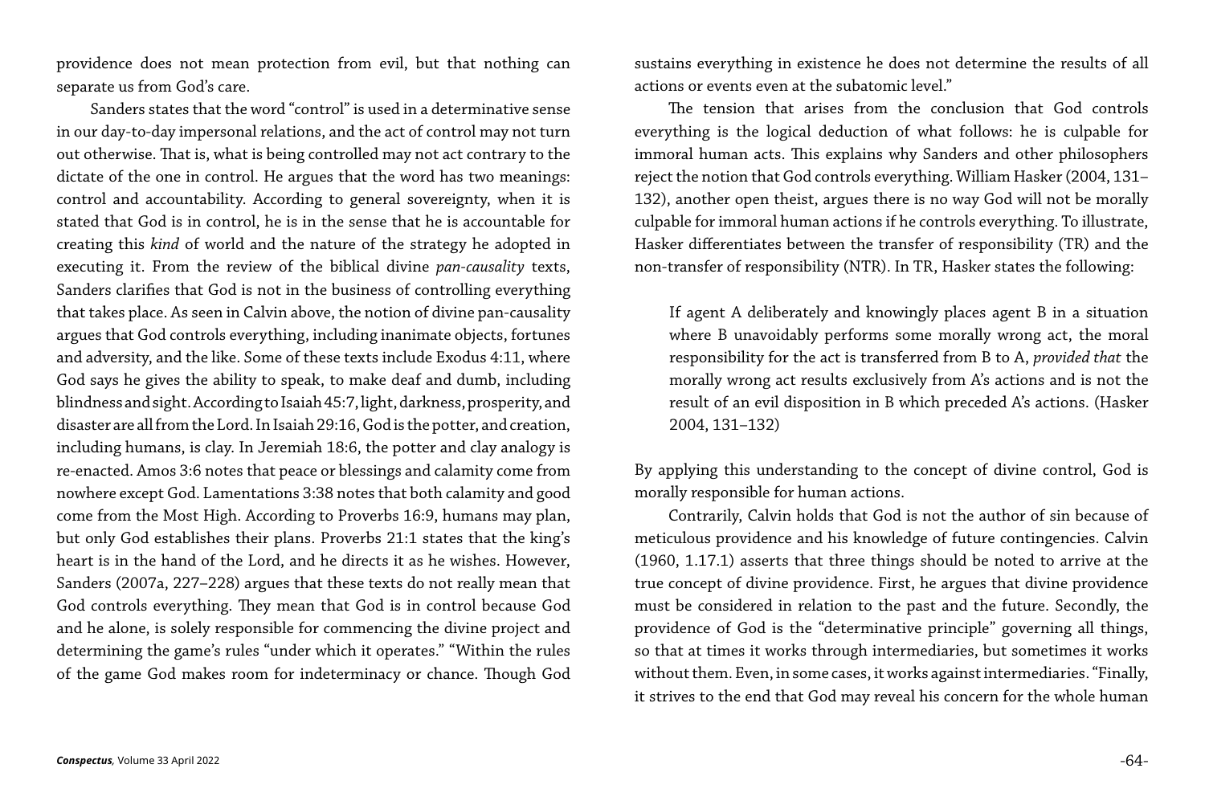providence does not mean protection from evil, but that nothing can separate us from God's care.

Sanders states that the word "control" is used in a determinative sense in our day-to-day impersonal relations, and the act of control may not turn out otherwise. That is, what is being controlled may not act contrary to the dictate of the one in control. He argues that the word has two meanings: control and accountability. According to general sovereignty, when it is stated that God is in control, he is in the sense that he is accountable for creating this *kind* of world and the nature of the strategy he adopted in executing it. From the review of the biblical divine *pan-causality* texts, Sanders clarifies that God is not in the business of controlling everything that takes place. As seen in Calvin above, the notion of divine pan-causality argues that God controls everything, including inanimate objects, fortunes and adversity, and the like. Some of these texts include Exodus 4:11, where God says he gives the ability to speak, to make deaf and dumb, including blindness and sight. According to Isaiah 45:7, light, darkness, prosperity, and disaster are all from the Lord. In Isaiah 29:16, God is the potter, and creation, including humans, is clay. In Jeremiah 18:6, the potter and clay analogy is re-enacted. Amos 3:6 notes that peace or blessings and calamity come from nowhere except God. Lamentations 3:38 notes that both calamity and good come from the Most High. According to Proverbs 16:9, humans may plan, but only God establishes their plans. Proverbs 21:1 states that the king's heart is in the hand of the Lord, and he directs it as he wishes. However, Sanders (2007a, 227–228) argues that these texts do not really mean that God controls everything. They mean that God is in control because God and he alone, is solely responsible for commencing the divine project and determining the game's rules "under which it operates." "Within the rules of the game God makes room for indeterminacy or chance. Though God sustains everything in existence he does not determine the results of all actions or events even at the subatomic level."

The tension that arises from the conclusion that God controls everything is the logical deduction of what follows: he is culpable for immoral human acts. This explains why Sanders and other philosophers reject the notion that God controls everything. William Hasker (2004, 131–132), another open theist, argues there is no way God will not be morally culpable for immoral human actions if he controls everything. To illustrate, Hasker differentiates between the transfer of responsibility (TR) and the non-transfer of responsibility (NTR). In TR, Hasker states the following:

> If agent A deliberately and knowingly places agent B in a situation where B unavoidably performs some morally wrong act, the moral responsibility for the act is transferred from B to A, *provided that* the morally wrong act results exclusively from A's actions and is not the result of an evil disposition in B which preceded A's actions. (Hasker 2004, 131–132)

By applying this understanding to the concept of divine control, God is morally responsible for human actions.

Contrarily, Calvin holds that God is not the author of sin because of meticulous providence and his knowledge of future contingencies. Calvin (1960, 1.17.1) asserts that three things should be noted to arrive at the true concept of divine providence. First, he argues that divine providence must be considered in relation to the past and the future. Secondly, the providence of God is the "determinative principle" governing all things, so that at times it works through intermediaries, but sometimes it works without them. Even, in some cases, it works against intermediaries. "Finally, it strives to the end that God may reveal his concern for the whole human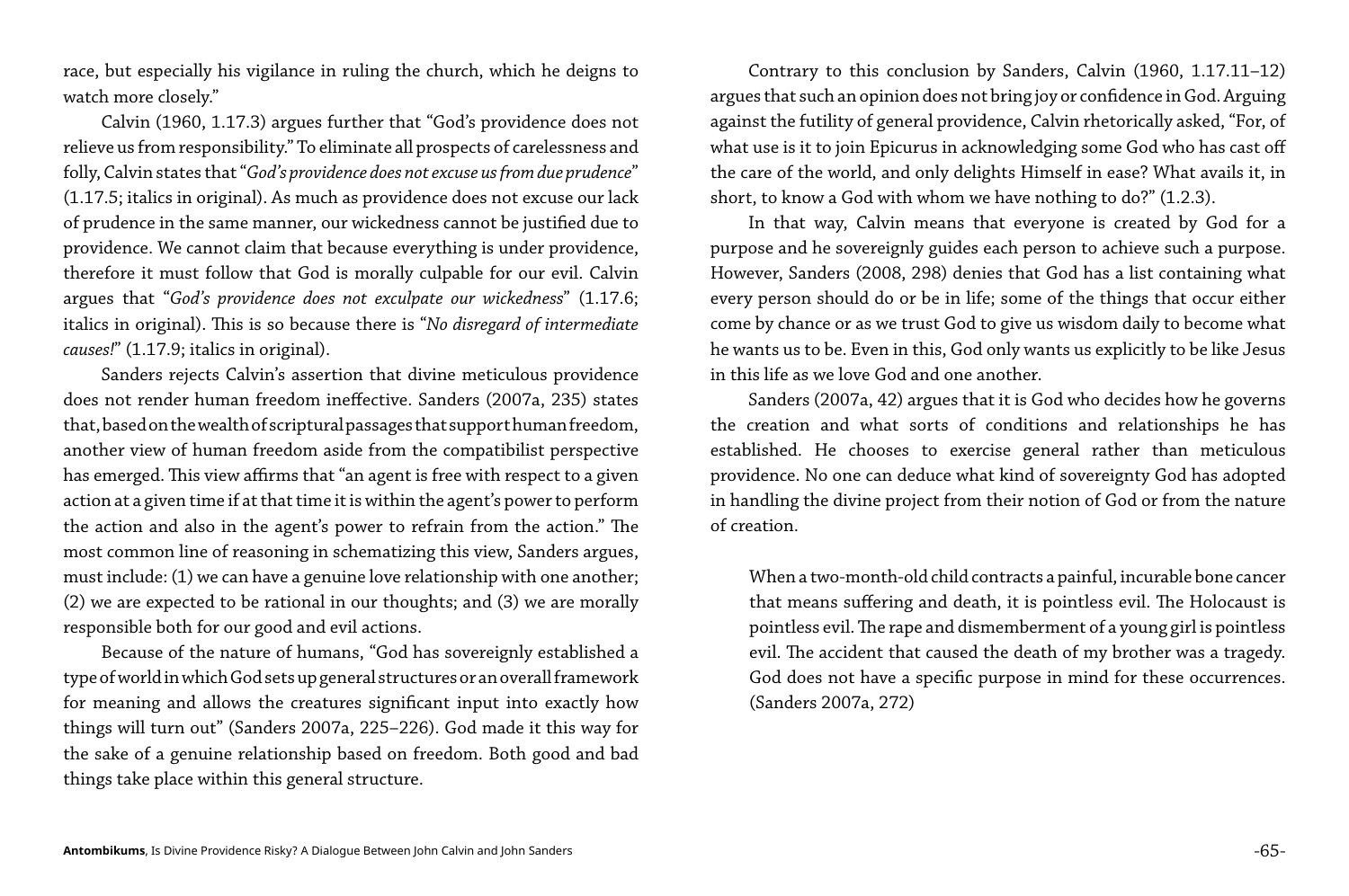race, but especially his vigilance in ruling the church, which he deigns to watch more closely."

Calvin (1960, 1.17.3) argues further that "God's providence does not relieve us from responsibility." To eliminate all prospects of carelessness and folly, Calvin states that "*God's providence does not excuse us from due prudence*" (1.17.5; italics in original). As much as providence does not excuse our lack of prudence in the same manner, our wickedness cannot be justified due to providence. We cannot claim that because everything is under providence, therefore it must follow that God is morally culpable for our evil. Calvin argues that "*God's providence does not exculpate our wickedness*" (1.17.6; italics in original). This is so because there is "*No disregard of intermediate causes!*" (1.17.9; italics in original).

Sanders rejects Calvin's assertion that divine meticulous providence does not render human freedom ineffective. Sanders (2007a, 235) states that, based on the wealth of scriptural passages that support human freedom, another view of human freedom aside from the compatibilist perspective has emerged. This view affirms that "an agent is free with respect to a given action at a given time if at that time it is within the agent's power to perform the action and also in the agent's power to refrain from the action." The most common line of reasoning in schematizing this view, Sanders argues, must include: (1) we can have a genuine love relationship with one another; (2) we are expected to be rational in our thoughts; and (3) we are morally responsible both for our good and evil actions.

Because of the nature of humans, "God has sovereignly established a type of world in which God sets up general structures or an overall framework for meaning and allows the creatures significant input into exactly how things will turn out" (Sanders 2007a, 225–226). God made it this way for the sake of a genuine relationship based on freedom. Both good and bad things take place within this general structure.

Contrary to this conclusion by Sanders, Calvin (1960, 1.17.11–12) argues that such an opinion does not bring joy or confidence in God. Arguing against the futility of general providence, Calvin rhetorically asked, "For, of what use is it to join Epicurus in acknowledging some God who has cast off the care of the world, and only delights Himself in ease? What avails it, in short, to know a God with whom we have nothing to do?" (1.2.3).

In that way, Calvin means that everyone is created by God for a purpose and he sovereignly guides each person to achieve such a purpose. However, Sanders (2008, 298) denies that God has a list containing what every person should do or be in life; some of the things that occur either come by chance or as we trust God to give us wisdom daily to become what he wants us to be. Even in this, God only wants us explicitly to be like Jesus in this life as we love God and one another.

Sanders (2007a, 42) argues that it is God who decides how he governs the creation and what sorts of conditions and relationships he has established. He chooses to exercise general rather than meticulous providence. No one can deduce what kind of sovereignty God has adopted in handling the divine project from their notion of God or from the nature of creation.

> When a two-month-old child contracts a painful, incurable bone cancer that means suffering and death, it is pointless evil. The Holocaust is pointless evil. The rape and dismemberment of a young girl is pointless evil. The accident that caused the death of my brother was a tragedy. God does not have a specific purpose in mind for these occurrences. (Sanders 2007a, 272)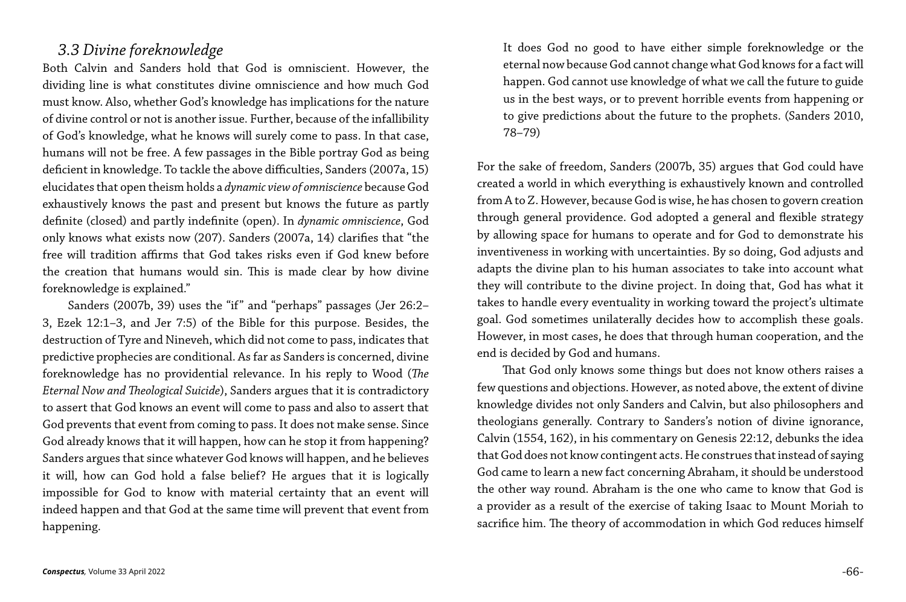### *3.3 Divine foreknowledge*

Both Calvin and Sanders hold that God is omniscient. However, the dividing line is what constitutes divine omniscience and how much God must know. Also, whether God's knowledge has implications for the nature of divine control or not is another issue. Further, because of the infallibility of God's knowledge, what he knows will surely come to pass. In that case, humans will not be free. A few passages in the Bible portray God as being deficient in knowledge. To tackle the above difficulties, Sanders (2007a, 15) elucidates that open theism holds a *dynamic view of omniscience* because God exhaustively knows the past and present but knows the future as partly definite (closed) and partly indefinite (open). In *dynamic omniscience*, God only knows what exists now (207). Sanders (2007a, 14) clarifies that "the free will tradition affirms that God takes risks even if God knew before the creation that humans would sin. This is made clear by how divine foreknowledge is explained."

Sanders (2007b, 39) uses the "if" and "perhaps" passages (Jer 26:2–3, Ezek 12:1–3, and Jer 7:5) of the Bible for this purpose. Besides, the destruction of Tyre and Nineveh, which did not come to pass, indicates that predictive prophecies are conditional. As far as Sanders is concerned, divine foreknowledge has no providential relevance. In his reply to Wood (*The Eternal Now and Theological Suicide*), Sanders argues that it is contradictory to assert that God knows an event will come to pass and also to assert that God prevents that event from coming to pass. It does not make sense. Since God already knows that it will happen, how can he stop it from happening? Sanders argues that since whatever God knows will happen, and he believes it will, how can God hold a false belief? He argues that it is logically impossible for God to know with material certainty that an event will indeed happen and that God at the same time will prevent that event from happening.

> It does God no good to have either simple foreknowledge or the eternal now because God cannot change what God knows for a fact will happen. God cannot use knowledge of what we call the future to guide us in the best ways, or to prevent horrible events from happening or to give predictions about the future to the prophets. (Sanders 2010, 78–79)

For the sake of freedom, Sanders (2007b, 35) argues that God could have created a world in which everything is exhaustively known and controlled from A to Z. However, because God is wise, he has chosen to govern creation through general providence. God adopted a general and flexible strategy by allowing space for humans to operate and for God to demonstrate his inventiveness in working with uncertainties. By so doing, God adjusts and adapts the divine plan to his human associates to take into account what they will contribute to the divine project. In doing that, God has what it takes to handle every eventuality in working toward the project's ultimate goal. God sometimes unilaterally decides how to accomplish these goals. However, in most cases, he does that through human cooperation, and the end is decided by God and humans.

That God only knows some things but does not know others raises a few questions and objections. However, as noted above, the extent of divine knowledge divides not only Sanders and Calvin, but also philosophers and theologians generally. Contrary to Sanders's notion of divine ignorance, Calvin (1554, 162), in his commentary on Genesis 22:12, debunks the idea that God does not know contingent acts. He construes that instead of saying God came to learn a new fact concerning Abraham, it should be understood the other way round. Abraham is the one who came to know that God is a provider as a result of the exercise of taking Isaac to Mount Moriah to sacrifice him. The theory of accommodation in which God reduces himself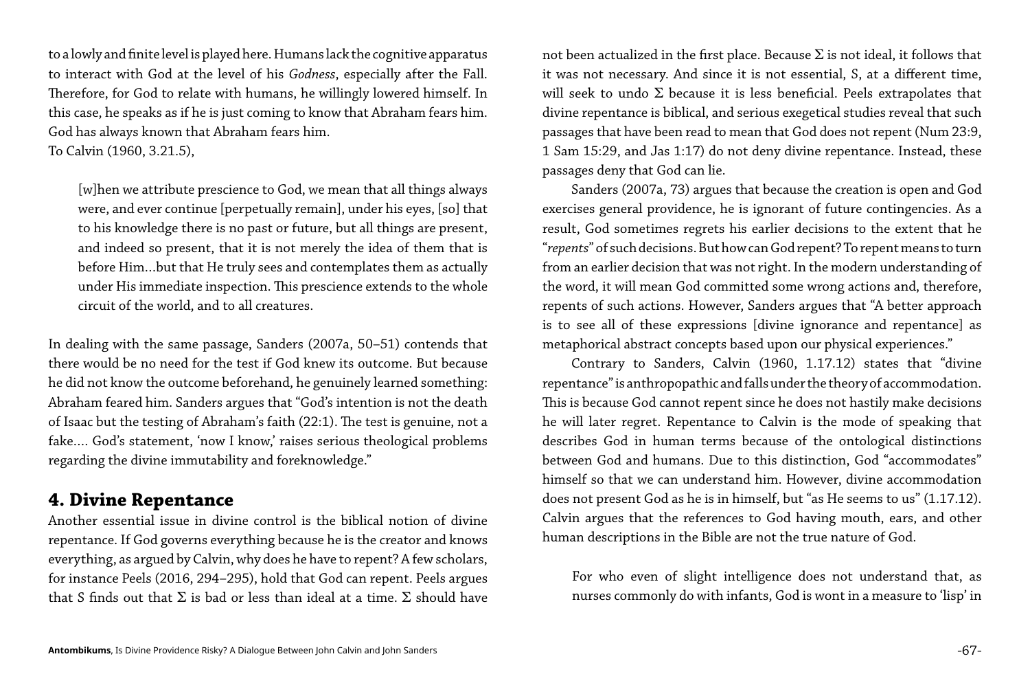to a lowly and finite level is played here. Humans lack the cognitive apparatus to interact with God at the level of his *Godness*, especially after the Fall. Therefore, for God to relate with humans, he willingly lowered himself. In this case, he speaks as if he is just coming to know that Abraham fears him. God has always known that Abraham fears him.

To Calvin (1960, 3.21.5),

> [w]hen we attribute prescience to God, we mean that all things always were, and ever continue [perpetually remain], under his eyes, [so] that to his knowledge there is no past or future, but all things are present, and indeed so present, that it is not merely the idea of them that is before Him...but that He truly sees and contemplates them as actually under His immediate inspection. This prescience extends to the whole circuit of the world, and to all creatures.

In dealing with the same passage, Sanders (2007a, 50–51) contends that there would be no need for the test if God knew its outcome. But because he did not know the outcome beforehand, he genuinely learned something: Abraham feared him. Sanders argues that "God's intention is not the death of Isaac but the testing of Abraham's faith (22:1). The test is genuine, not a fake.... God's statement, 'now I know,' raises serious theological problems regarding the divine immutability and foreknowledge."

## 4. Divine Repentance

Another essential issue in divine control is the biblical notion of divine repentance. If God governs everything because he is the creator and knows everything, as argued by Calvin, why does he have to repent? A few scholars, for instance Peels (2016, 294–295), hold that God can repent. Peels argues that S finds out that Σ is bad or less than ideal at a time. Σ should have not been actualized in the first place. Because Σ is not ideal, it follows that it was not necessary. And since it is not essential, S, at a different time, will seek to undo Σ because it is less beneficial. Peels extrapolates that divine repentance is biblical, and serious exegetical studies reveal that such passages that have been read to mean that God does not repent (Num 23:9, 1 Sam 15:29, and Jas 1:17) do not deny divine repentance. Instead, these passages deny that God can lie.

Sanders (2007a, 73) argues that because the creation is open and God exercises general providence, he is ignorant of future contingencies. As a result, God sometimes regrets his earlier decisions to the extent that he "*repents*" of such decisions. But how can God repent? To repent means to turn from an earlier decision that was not right. In the modern understanding of the word, it will mean God committed some wrong actions and, therefore, repents of such actions. However, Sanders argues that "A better approach is to see all of these expressions [divine ignorance and repentance] as metaphorical abstract concepts based upon our physical experiences."

Contrary to Sanders, Calvin (1960, 1.17.12) states that "divine repentance" is anthropopathic and falls under the theory of accommodation. This is because God cannot repent since he does not hastily make decisions he will later regret. Repentance to Calvin is the mode of speaking that describes God in human terms because of the ontological distinctions between God and humans. Due to this distinction, God "accommodates" himself so that we can understand him. However, divine accommodation does not present God as he is in himself, but "as He seems to us" (1.17.12). Calvin argues that the references to God having mouth, ears, and other human descriptions in the Bible are not the true nature of God.

> For who even of slight intelligence does not understand that, as nurses commonly do with infants, God is wont in a measure to 'lisp' in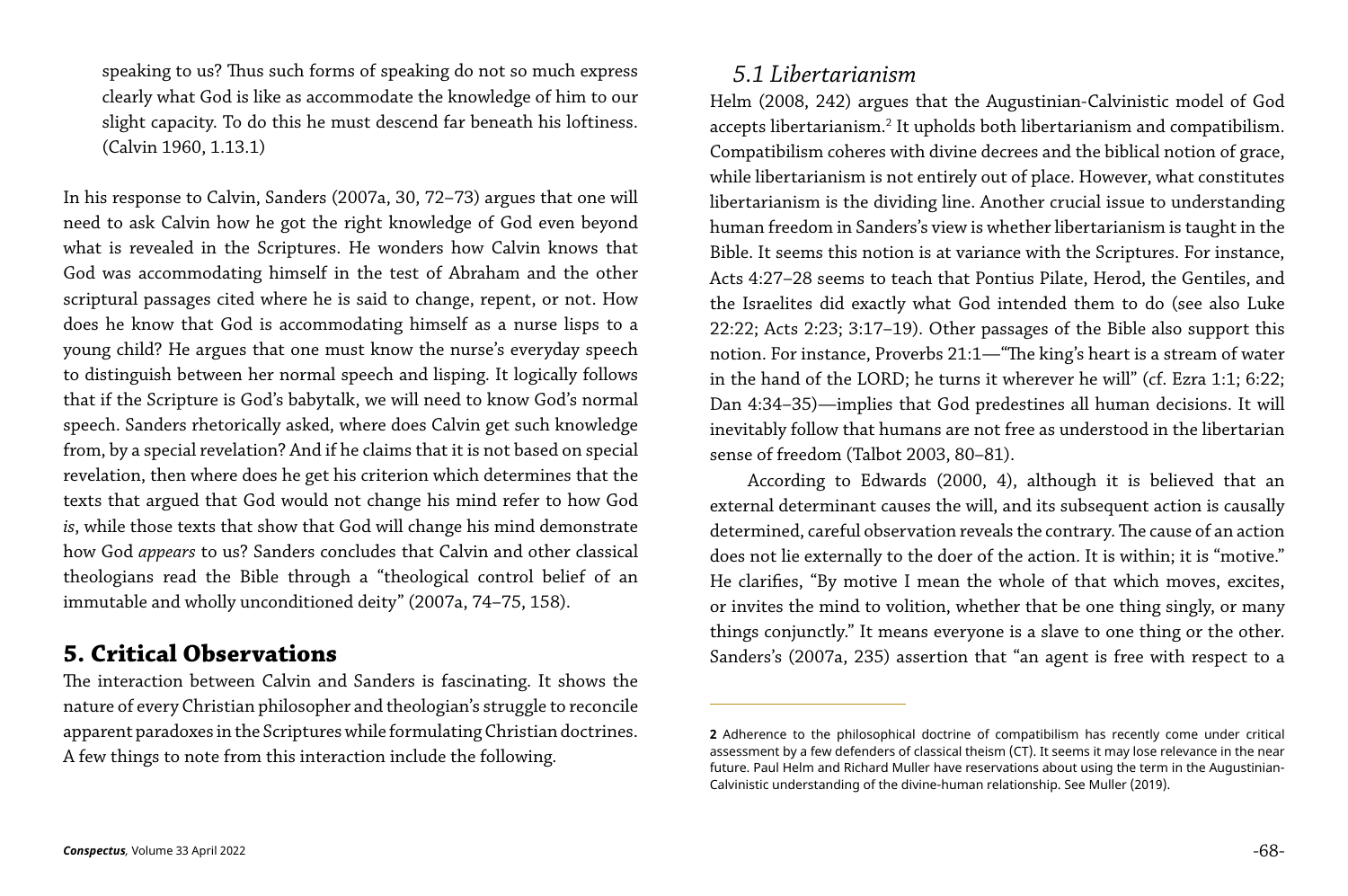speaking to us? Thus such forms of speaking do not so much express clearly what God is like as accommodate the knowledge of him to our slight capacity. To do this he must descend far beneath his loftiness. (Calvin 1960, 1.13.1)

In his response to Calvin, Sanders (2007a, 30, 72–73) argues that one will need to ask Calvin how he got the right knowledge of God even beyond what is revealed in the Scriptures. He wonders how Calvin knows that God was accommodating himself in the test of Abraham and the other scriptural passages cited where he is said to change, repent, or not. How does he know that God is accommodating himself as a nurse lisps to a young child? He argues that one must know the nurse's everyday speech to distinguish between her normal speech and lisping. It logically follows that if the Scripture is God's babytalk, we will need to know God's normal speech. Sanders rhetorically asked, where does Calvin get such knowledge from, by a special revelation? And if he claims that it is not based on special revelation, then where does he get his criterion which determines that the texts that argued that God would not change his mind refer to how God *is*, while those texts that show that God will change his mind demonstrate how God *appears* to us? Sanders concludes that Calvin and other classical theologians read the Bible through a "theological control belief of an immutable and wholly unconditioned deity" (2007a, 74–75, 158).

## 5. Critical Observations

The interaction between Calvin and Sanders is fascinating. It shows the nature of every Christian philosopher and theologian's struggle to reconcile apparent paradoxes in the Scriptures while formulating Christian doctrines. A few things to note from this interaction include the following.

### 5.1 Libertarianism

Helm (2008, 242) argues that the Augustinian-Calvinistic model of God accepts libertarianism.[2] It upholds both libertarianism and compatibilism. Compatibilism coheres with divine decrees and the biblical notion of grace, while libertarianism is not entirely out of place. However, what constitutes libertarianism is the dividing line. Another crucial issue to understanding human freedom in Sanders's view is whether libertarianism is taught in the Bible. It seems this notion is at variance with the Scriptures. For instance, Acts 4:27–28 seems to teach that Pontius Pilate, Herod, the Gentiles, and the Israelites did exactly what God intended them to do (see also Luke 22:22; Acts 2:23; 3:17–19). Other passages of the Bible also support this notion. For instance, Proverbs 21:1—"The king's heart is a stream of water in the hand of the LORD; he turns it wherever he will" (cf. Ezra 1:1; 6:22; Dan 4:34–35)—implies that God predestines all human decisions. It will inevitably follow that humans are not free as understood in the libertarian sense of freedom (Talbot 2003, 80–81).

According to Edwards (2000, 4), although it is believed that an external determinant causes the will, and its subsequent action is causally determined, careful observation reveals the contrary. The cause of an action does not lie externally to the doer of the action. It is within; it is "motive." He clarifies, "By motive I mean the whole of that which moves, excites, or invites the mind to volition, whether that be one thing singly, or many things conjunctly." It means everyone is a slave to one thing or the other. Sanders's (2007a, 235) assertion that "an agent is free with respect to a

**2** Adherence to the philosophical doctrine of compatibilism has recently come under critical assessment by a few defenders of classical theism (CT). It seems it may lose relevance in the near future. Paul Helm and Richard Muller have reservations about using the term in the Augustinian-Calvinistic understanding of the divine-human relationship. See Muller (2019).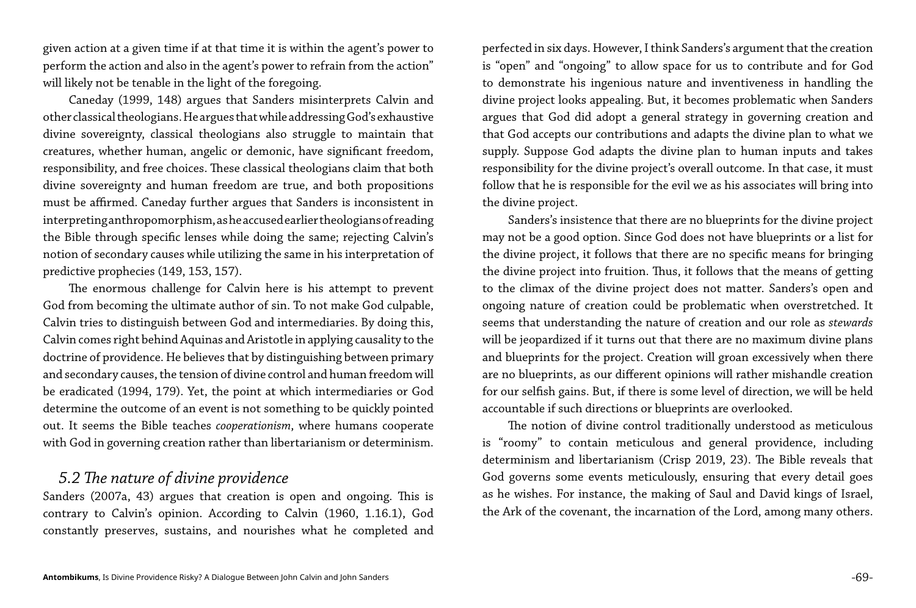given action at a given time if at that time it is within the agent's power to perform the action and also in the agent's power to refrain from the action" will likely not be tenable in the light of the foregoing.

Caneday (1999, 148) argues that Sanders misinterprets Calvin and other classical theologians. He argues that while addressing God's exhaustive divine sovereignty, classical theologians also struggle to maintain that creatures, whether human, angelic or demonic, have significant freedom, responsibility, and free choices. These classical theologians claim that both divine sovereignty and human freedom are true, and both propositions must be affirmed. Caneday further argues that Sanders is inconsistent in interpreting anthropomorphism, as he accused earlier theologians of reading the Bible through specific lenses while doing the same; rejecting Calvin's notion of secondary causes while utilizing the same in his interpretation of predictive prophecies (149, 153, 157).

The enormous challenge for Calvin here is his attempt to prevent God from becoming the ultimate author of sin. To not make God culpable, Calvin tries to distinguish between God and intermediaries. By doing this, Calvin comes right behind Aquinas and Aristotle in applying causality to the doctrine of providence. He believes that by distinguishing between primary and secondary causes, the tension of divine control and human freedom will be eradicated (1994, 179). Yet, the point at which intermediaries or God determine the outcome of an event is not something to be quickly pointed out. It seems the Bible teaches *cooperationism*, where humans cooperate with God in governing creation rather than libertarianism or determinism.

## *5.2 The nature of divine providence*

Sanders (2007a, 43) argues that creation is open and ongoing. This is contrary to Calvin's opinion. According to Calvin (1960, 1.16.1), God constantly preserves, sustains, and nourishes what he completed and perfected in six days. However, I think Sanders's argument that the creation is "open" and "ongoing" to allow space for us to contribute and for God to demonstrate his ingenious nature and inventiveness in handling the divine project looks appealing. But, it becomes problematic when Sanders argues that God did adopt a general strategy in governing creation and that God accepts our contributions and adapts the divine plan to what we supply. Suppose God adapts the divine plan to human inputs and takes responsibility for the divine project's overall outcome. In that case, it must follow that he is responsible for the evil we as his associates will bring into the divine project.

Sanders's insistence that there are no blueprints for the divine project may not be a good option. Since God does not have blueprints or a list for the divine project, it follows that there are no specific means for bringing the divine project into fruition. Thus, it follows that the means of getting to the climax of the divine project does not matter. Sanders's open and ongoing nature of creation could be problematic when overstretched. It seems that understanding the nature of creation and our role as *stewards* will be jeopardized if it turns out that there are no maximum divine plans and blueprints for the project. Creation will groan excessively when there are no blueprints, as our different opinions will rather mishandle creation for our selfish gains. But, if there is some level of direction, we will be held accountable if such directions or blueprints are overlooked.

The notion of divine control traditionally understood as meticulous is "roomy" to contain meticulous and general providence, including determinism and libertarianism (Crisp 2019, 23). The Bible reveals that God governs some events meticulously, ensuring that every detail goes as he wishes. For instance, the making of Saul and David kings of Israel, the Ark of the covenant, the incarnation of the Lord, among many others.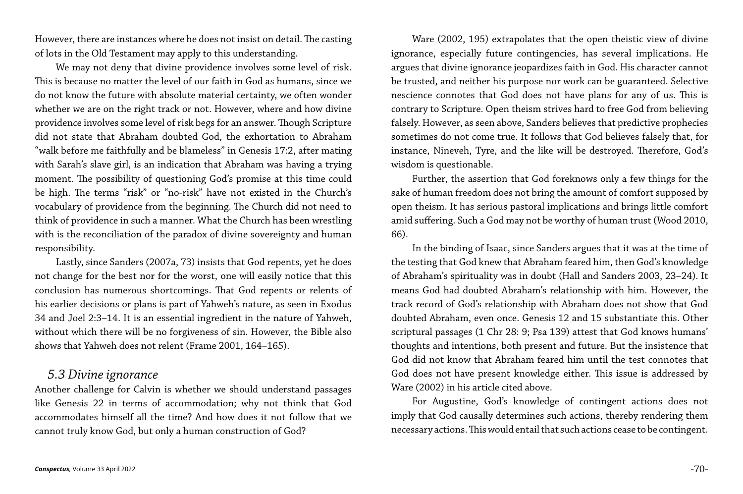However, there are instances where he does not insist on detail. The casting of lots in the Old Testament may apply to this understanding.

We may not deny that divine providence involves some level of risk. This is because no matter the level of our faith in God as humans, since we do not know the future with absolute material certainty, we often wonder whether we are on the right track or not. However, where and how divine providence involves some level of risk begs for an answer. Though Scripture did not state that Abraham doubted God, the exhortation to Abraham "walk before me faithfully and be blameless" in Genesis 17:2, after mating with Sarah's slave girl, is an indication that Abraham was having a trying moment. The possibility of questioning God's promise at this time could be high. The terms "risk" or "no-risk" have not existed in the Church's vocabulary of providence from the beginning. The Church did not need to think of providence in such a manner. What the Church has been wrestling with is the reconciliation of the paradox of divine sovereignty and human responsibility.

Lastly, since Sanders (2007a, 73) insists that God repents, yet he does not change for the best nor for the worst, one will easily notice that this conclusion has numerous shortcomings. That God repents or relents of his earlier decisions or plans is part of Yahweh's nature, as seen in Exodus 34 and Joel 2:3–14. It is an essential ingredient in the nature of Yahweh, without which there will be no forgiveness of sin. However, the Bible also shows that Yahweh does not relent (Frame 2001, 164–165).

## *5.3 Divine ignorance*

Another challenge for Calvin is whether we should understand passages like Genesis 22 in terms of accommodation; why not think that God accommodates himself all the time? And how does it not follow that we cannot truly know God, but only a human construction of God?

Ware (2002, 195) extrapolates that the open theistic view of divine ignorance, especially future contingencies, has several implications. He argues that divine ignorance jeopardizes faith in God. His character cannot be trusted, and neither his purpose nor work can be guaranteed. Selective nescience connotes that God does not have plans for any of us. This is contrary to Scripture. Open theism strives hard to free God from believing falsely. However, as seen above, Sanders believes that predictive prophecies sometimes do not come true. It follows that God believes falsely that, for instance, Nineveh, Tyre, and the like will be destroyed. Therefore, God's wisdom is questionable.

Further, the assertion that God foreknows only a few things for the sake of human freedom does not bring the amount of comfort supposed by open theism. It has serious pastoral implications and brings little comfort amid suffering. Such a God may not be worthy of human trust (Wood 2010, 66).

In the binding of Isaac, since Sanders argues that it was at the time of the testing that God knew that Abraham feared him, then God's knowledge of Abraham's spirituality was in doubt (Hall and Sanders 2003, 23–24). It means God had doubted Abraham's relationship with him. However, the track record of God's relationship with Abraham does not show that God doubted Abraham, even once. Genesis 12 and 15 substantiate this. Other scriptural passages (1 Chr 28: 9; Psa 139) attest that God knows humans' thoughts and intentions, both present and future. But the insistence that God did not know that Abraham feared him until the test connotes that God does not have present knowledge either. This issue is addressed by Ware (2002) in his article cited above.

For Augustine, God's knowledge of contingent actions does not imply that God causally determines such actions, thereby rendering them necessary actions. This would entail that such actions cease to be contingent.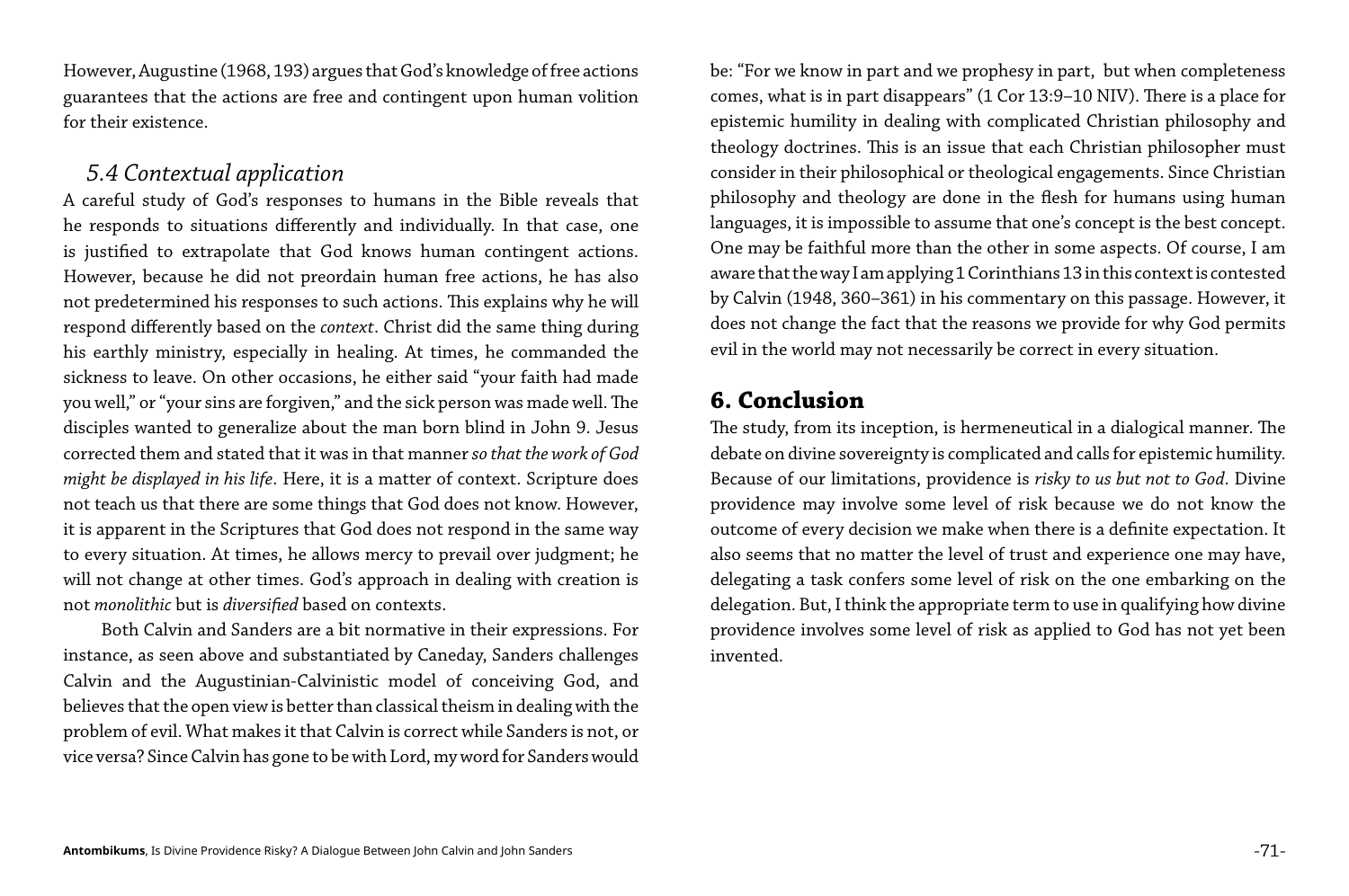However, Augustine (1968, 193) argues that God's knowledge of free actions guarantees that the actions are free and contingent upon human volition for their existence.

### *5.4 Contextual application*

A careful study of God's responses to humans in the Bible reveals that he responds to situations differently and individually. In that case, one is justified to extrapolate that God knows human contingent actions. However, because he did not preordain human free actions, he has also not predetermined his responses to such actions. This explains why he will respond differently based on the *context*. Christ did the same thing during his earthly ministry, especially in healing. At times, he commanded the sickness to leave. On other occasions, he either said "your faith had made you well," or "your sins are forgiven," and the sick person was made well. The disciples wanted to generalize about the man born blind in John 9. Jesus corrected them and stated that it was in that manner *so that the work of God might be displayed in his life*. Here, it is a matter of context. Scripture does not teach us that there are some things that God does not know. However, it is apparent in the Scriptures that God does not respond in the same way to every situation. At times, he allows mercy to prevail over judgment; he will not change at other times. God's approach in dealing with creation is not *monolithic* but is *diversified* based on contexts.

Both Calvin and Sanders are a bit normative in their expressions. For instance, as seen above and substantiated by Caneday, Sanders challenges Calvin and the Augustinian-Calvinistic model of conceiving God, and believes that the open view is better than classical theism in dealing with the problem of evil. What makes it that Calvin is correct while Sanders is not, or vice versa? Since Calvin has gone to be with Lord, my word for Sanders would be: "For we know in part and we prophesy in part, but when completeness comes, what is in part disappears" (1 Cor 13:9–10 NIV). There is a place for epistemic humility in dealing with complicated Christian philosophy and theology doctrines. This is an issue that each Christian philosopher must consider in their philosophical or theological engagements. Since Christian philosophy and theology are done in the flesh for humans using human languages, it is impossible to assume that one's concept is the best concept. One may be faithful more than the other in some aspects. Of course, I am aware that the way I am applying 1 Corinthians 13 in this context is contested by Calvin (1948, 360–361) in his commentary on this passage. However, it does not change the fact that the reasons we provide for why God permits evil in the world may not necessarily be correct in every situation.

## **6. Conclusion**

The study, from its inception, is hermeneutical in a dialogical manner. The debate on divine sovereignty is complicated and calls for epistemic humility. Because of our limitations, providence is *risky to us but not to God*. Divine providence may involve some level of risk because we do not know the outcome of every decision we make when there is a definite expectation. It also seems that no matter the level of trust and experience one may have, delegating a task confers some level of risk on the one embarking on the delegation. But, I think the appropriate term to use in qualifying how divine providence involves some level of risk as applied to God has not yet been invented.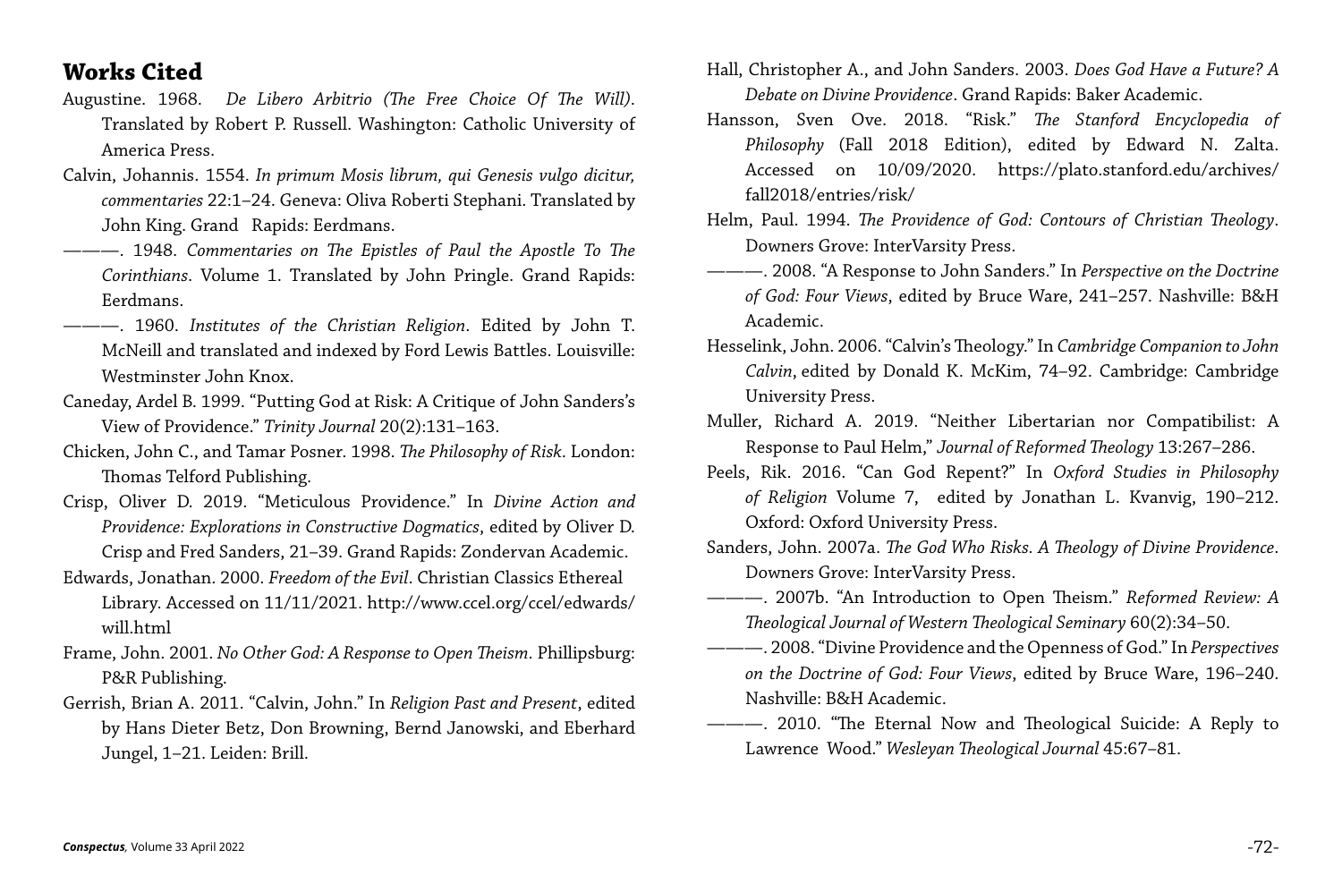## Works Cited

Augustine. 1968. *De Libero Arbitrio (The Free Choice Of The Will)*. Translated by Robert P. Russell. Washington: Catholic University of America Press.

Calvin, Johannis. 1554. *In primum Mosis librum, qui Genesis vulgo dicitur, commentaries* 22:1–24. Geneva: Oliva Roberti Stephani. Translated by John King. Grand Rapids: Eerdmans.

———. 1948. *Commentaries on The Epistles of Paul the Apostle To The Corinthians*. Volume 1. Translated by John Pringle. Grand Rapids: Eerdmans.

———. 1960. *Institutes of the Christian Religion*. Edited by John T. McNeill and translated and indexed by Ford Lewis Battles. Louisville: Westminster John Knox.

Caneday, Ardel B. 1999. "Putting God at Risk: A Critique of John Sanders's View of Providence." *Trinity Journal* 20(2):131–163.

Chicken, John C., and Tamar Posner. 1998. *The Philosophy of Risk*. London: Thomas Telford Publishing.

Crisp, Oliver D. 2019. "Meticulous Providence." In *Divine Action and Providence: Explorations in Constructive Dogmatics*, edited by Oliver D. Crisp and Fred Sanders, 21–39. Grand Rapids: Zondervan Academic.

Edwards, Jonathan. 2000. *Freedom of the Evil*. Christian Classics Ethereal Library. Accessed on 11/11/2021. http://www.ccel.org/ccel/edwards/will.html

Frame, John. 2001. *No Other God: A Response to Open Theism*. Phillipsburg: P&R Publishing.

Gerrish, Brian A. 2011. "Calvin, John." In *Religion Past and Present*, edited by Hans Dieter Betz, Don Browning, Bernd Janowski, and Eberhard Jungel, 1–21. Leiden: Brill.

Hall, Christopher A., and John Sanders. 2003. *Does God Have a Future? A Debate on Divine Providence*. Grand Rapids: Baker Academic.

Hansson, Sven Ove. 2018. "Risk." *The Stanford Encyclopedia of Philosophy* (Fall 2018 Edition), edited by Edward N. Zalta. Accessed on 10/09/2020. https://plato.stanford.edu/archives/fall2018/entries/risk/

Helm, Paul. 1994. *The Providence of God: Contours of Christian Theology*. Downers Grove: InterVarsity Press.

———. 2008. "A Response to John Sanders." In *Perspective on the Doctrine of God: Four Views*, edited by Bruce Ware, 241–257. Nashville: B&H Academic.

Hesselink, John. 2006. "Calvin's Theology." In *Cambridge Companion to John Calvin*, edited by Donald K. McKim, 74–92. Cambridge: Cambridge University Press.

Muller, Richard A. 2019. "Neither Libertarian nor Compatibilist: A Response to Paul Helm," *Journal of Reformed Theology* 13:267–286.

Peels, Rik. 2016. "Can God Repent?" In *Oxford Studies in Philosophy of Religion* Volume 7, edited by Jonathan L. Kvanvig, 190–212. Oxford: Oxford University Press.

Sanders, John. 2007a. *The God Who Risks. A Theology of Divine Providence*. Downers Grove: InterVarsity Press.

———. 2007b. "An Introduction to Open Theism." *Reformed Review: A Theological Journal of Western Theological Seminary* 60(2):34–50.

———. 2008. "Divine Providence and the Openness of God." In *Perspectives on the Doctrine of God: Four Views*, edited by Bruce Ware, 196–240. Nashville: B&H Academic.

———. 2010. "The Eternal Now and Theological Suicide: A Reply to Lawrence Wood." *Wesleyan Theological Journal* 45:67–81.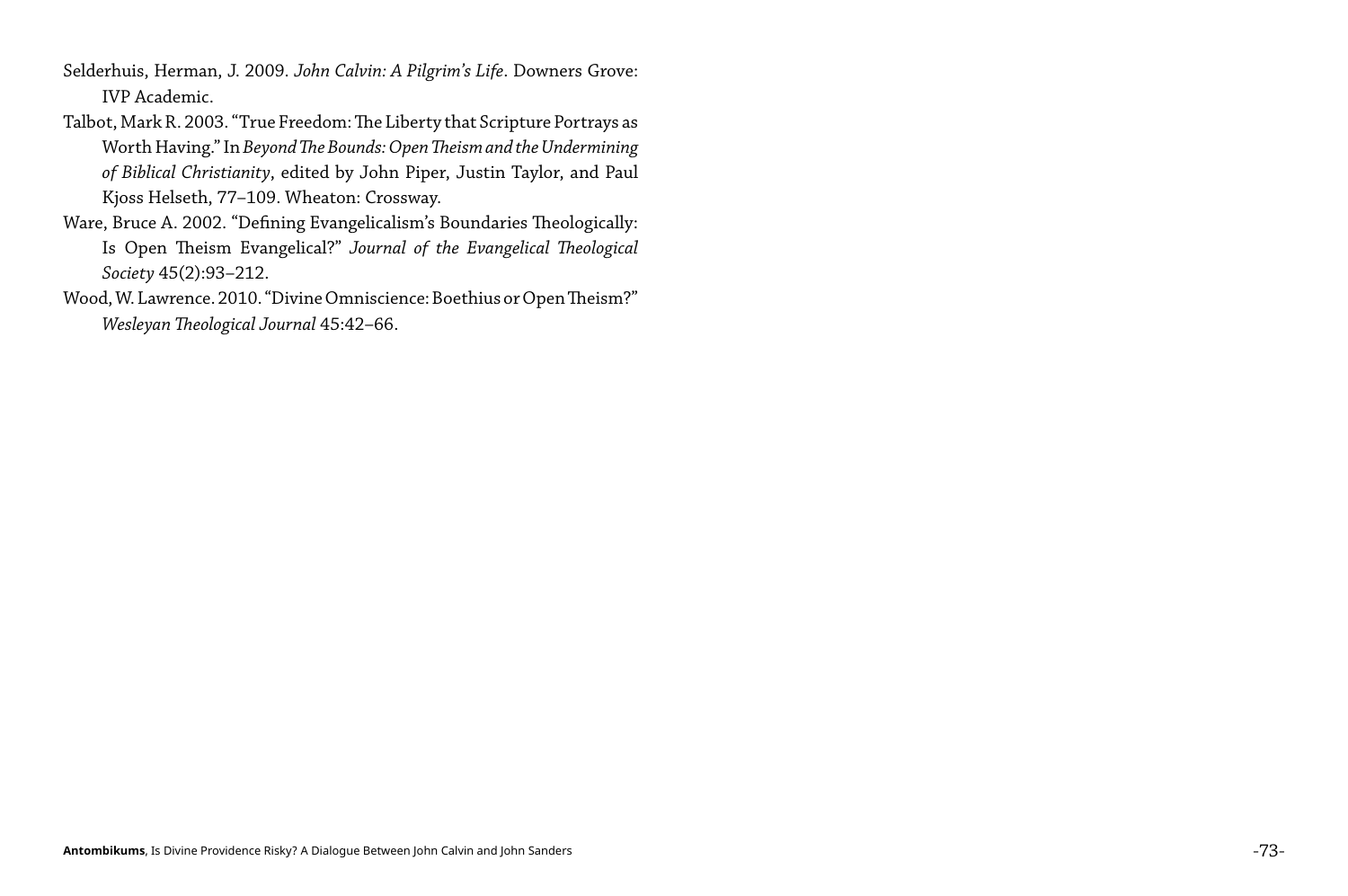Selderhuis, Herman, J. 2009. *John Calvin: A Pilgrim's Life*. Downers Grove: IVP Academic.

Talbot, Mark R. 2003. "True Freedom: The Liberty that Scripture Portrays as Worth Having." In *Beyond The Bounds: Open Theism and the Undermining of Biblical Christianity*, edited by John Piper, Justin Taylor, and Paul Kjoss Helseth, 77–109. Wheaton: Crossway.

Ware, Bruce A. 2002. "Defining Evangelicalism's Boundaries Theologically: Is Open Theism Evangelical?" *Journal of the Evangelical Theological Society* 45(2):93–212.

Wood, W. Lawrence. 2010. "Divine Omniscience: Boethius or Open Theism?" *Wesleyan Theological Journal* 45:42–66.